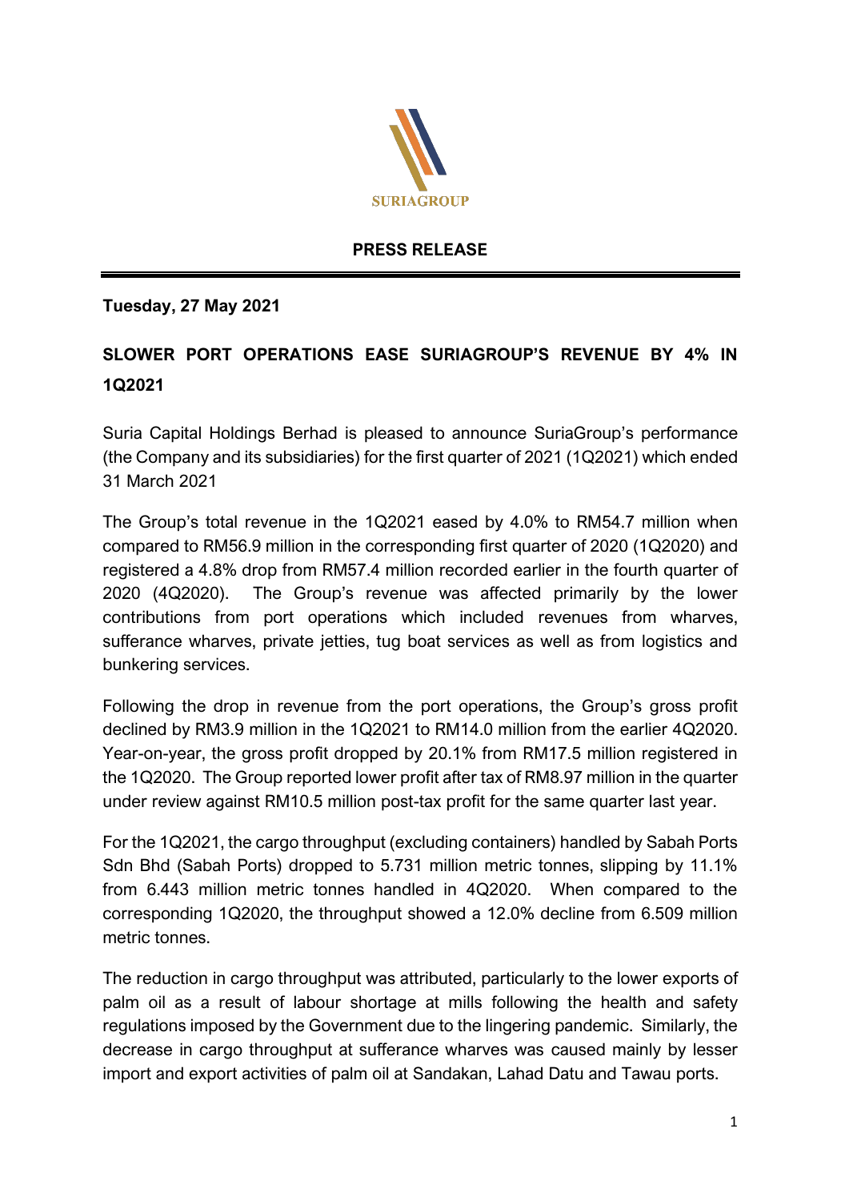SURIAGROUP

**PRESS RELEASE**

**Tuesday, 27 May 2021**

**SLOWER PORT OPERATIONS EASE SURIAGROUP'S REVENUE BY 4% IN 1Q2021**

Suria Capital Holdings Berhad is pleased to announce SuriaGroup's performance (the Company and its subsidiaries) for the first quarter of 2021 (1Q2021) which ended 31 March 2021

The Group's total revenue in the 1Q2021 eased by 4.0% to RM54.7 million when compared to RM56.9 million in the corresponding first quarter of 2020 (1Q2020) and registered a 4.8% drop from RM57.4 million recorded earlier in the fourth quarter of 2020 (4Q2020). The Group's revenue was affected primarily by the lower contributions from port operations which included revenues from wharves, sufferance wharves, private jetties, tug boat services as well as from logistics and bunkering services.

Following the drop in revenue from the port operations, the Group's gross profit declined by RM3.9 million in the 1Q2021 to RM14.0 million from the earlier 4Q2020. Year-on-year, the gross profit dropped by 20.1% from RM17.5 million registered in the 1Q2020. The Group reported lower profit after tax of RM8.97 million in the quarter under review against RM10.5 million post-tax profit for the same quarter last year.

For the 1Q2021, the cargo throughput (excluding containers) handled by Sabah Ports Sdn Bhd (Sabah Ports) dropped to 5.731 million metric tonnes, slipping by 11.1% from 6.443 million metric tonnes handled in 4Q2020. When compared to the corresponding 1Q2020, the throughput showed a 12.0% decline from 6.509 million metric tonnes.

The reduction in cargo throughput was attributed, particularly to the lower exports of palm oil as a result of labour shortage at mills following the health and safety regulations imposed by the Government due to the lingering pandemic. Similarly, the decrease in cargo throughput at sufferance wharves was caused mainly by lesser import and export activities of palm oil at Sandakan, Lahad Datu and Tawau ports.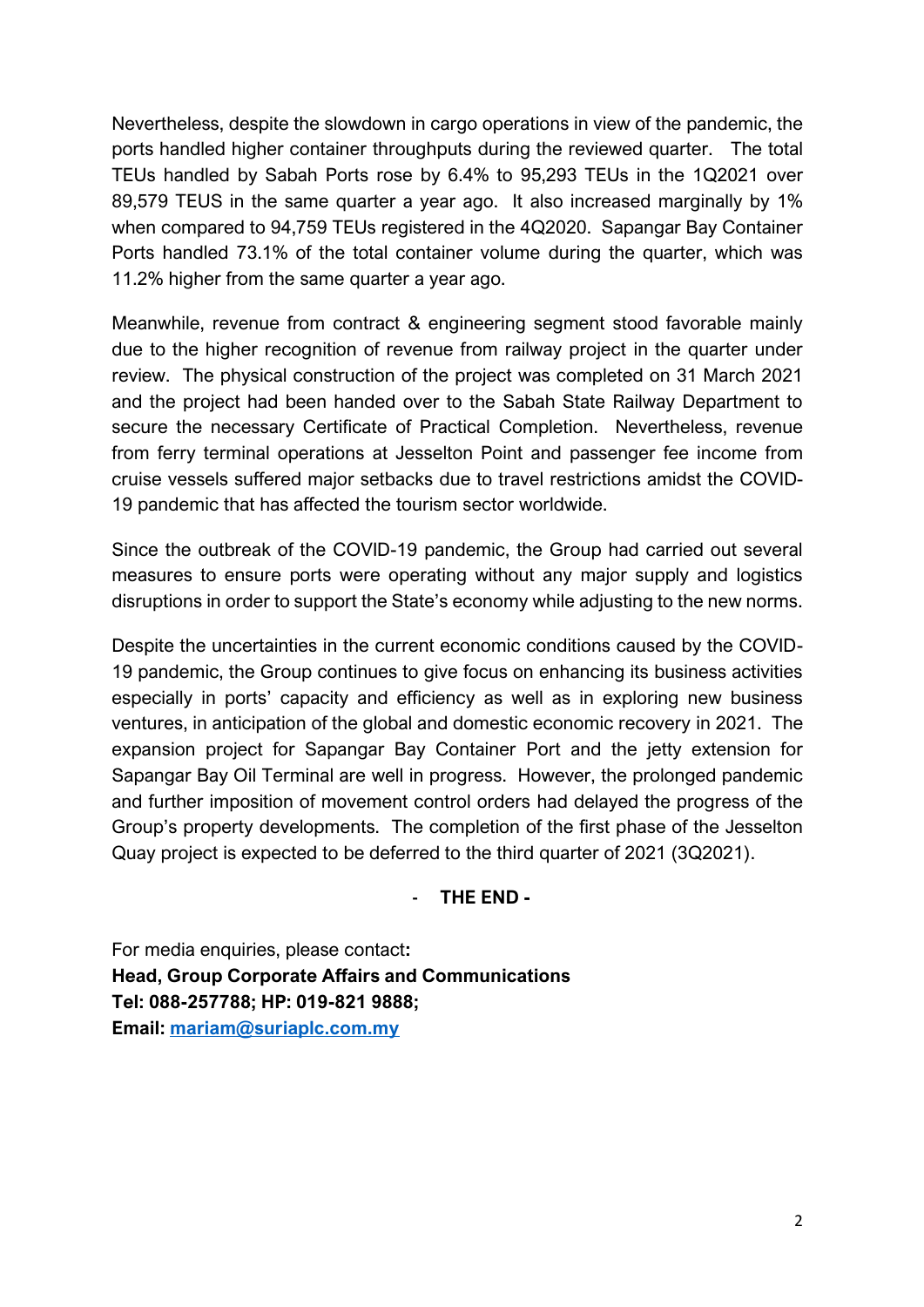Nevertheless, despite the slowdown in cargo operations in view of the pandemic, the ports handled higher container throughputs during the reviewed quarter. The total TEUs handled by Sabah Ports rose by 6.4% to 95,293 TEUs in the 1Q2021 over 89,579 TEUS in the same quarter a year ago. It also increased marginally by 1% when compared to 94,759 TEUs registered in the 4Q2020. Sapangar Bay Container Ports handled 73.1% of the total container volume during the quarter, which was 11.2% higher from the same quarter a year ago.

Meanwhile, revenue from contract & engineering segment stood favorable mainly due to the higher recognition of revenue from railway project in the quarter under review. The physical construction of the project was completed on 31 March 2021 and the project had been handed over to the Sabah State Railway Department to secure the necessary Certificate of Practical Completion. Nevertheless, revenue from ferry terminal operations at Jesselton Point and passenger fee income from cruise vessels suffered major setbacks due to travel restrictions amidst the COVID-19 pandemic that has affected the tourism sector worldwide.

Since the outbreak of the COVID-19 pandemic, the Group had carried out several measures to ensure ports were operating without any major supply and logistics disruptions in order to support the State's economy while adjusting to the new norms.

Despite the uncertainties in the current economic conditions caused by the COVID-19 pandemic, the Group continues to give focus on enhancing its business activities especially in ports' capacity and efficiency as well as in exploring new business ventures, in anticipation of the global and domestic economic recovery in 2021. The expansion project for Sapangar Bay Container Port and the jetty extension for Sapangar Bay Oil Terminal are well in progress. However, the prolonged pandemic and further imposition of movement control orders had delayed the progress of the Group's property developments. The completion of the first phase of the Jesselton Quay project is expected to be deferred to the third quarter of 2021 (3Q2021).

- **THE END -**

For media enquiries, please contact**:**
**Head, Group Corporate Affairs and Communications**
**Tel: 088-257788; HP: 019-821 9888;**
**Email: mariam@suriaplc.com.my**